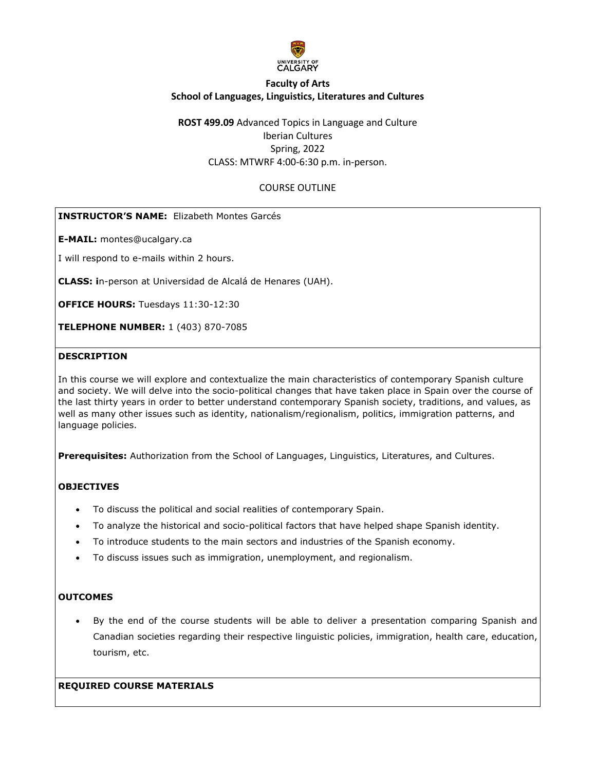**Faculty of Arts**
**School of Languages, Linguistics, Literatures and Cultures**

**ROST 499.09** Advanced Topics in Language and Culture
Iberian Cultures
Spring, 2022
CLASS: MTWRF 4:00-6:30 p.m. in-person.

COURSE OUTLINE

**INSTRUCTOR'S NAME:** Elizabeth Montes Garcés

**E-MAIL:** montes@ucalgary.ca

I will respond to e-mails within 2 hours.

**CLASS: i**n-person at Universidad de Alcalá de Henares (UAH).

**OFFICE HOURS:** Tuesdays 11:30-12:30

**TELEPHONE NUMBER:** 1 (403) 870-7085

## DESCRIPTION

In this course we will explore and contextualize the main characteristics of contemporary Spanish culture and society. We will delve into the socio-political changes that have taken place in Spain over the course of the last thirty years in order to better understand contemporary Spanish society, traditions, and values, as well as many other issues such as identity, nationalism/regionalism, politics, immigration patterns, and language policies.

**Prerequisites:** Authorization from the School of Languages, Linguistics, Literatures, and Cultures.

## OBJECTIVES

- To discuss the political and social realities of contemporary Spain.
- To analyze the historical and socio-political factors that have helped shape Spanish identity.
- To introduce students to the main sectors and industries of the Spanish economy.
- To discuss issues such as immigration, unemployment, and regionalism.

## OUTCOMES

- By the end of the course students will be able to deliver a presentation comparing Spanish and Canadian societies regarding their respective linguistic policies, immigration, health care, education, tourism, etc.

## REQUIRED COURSE MATERIALS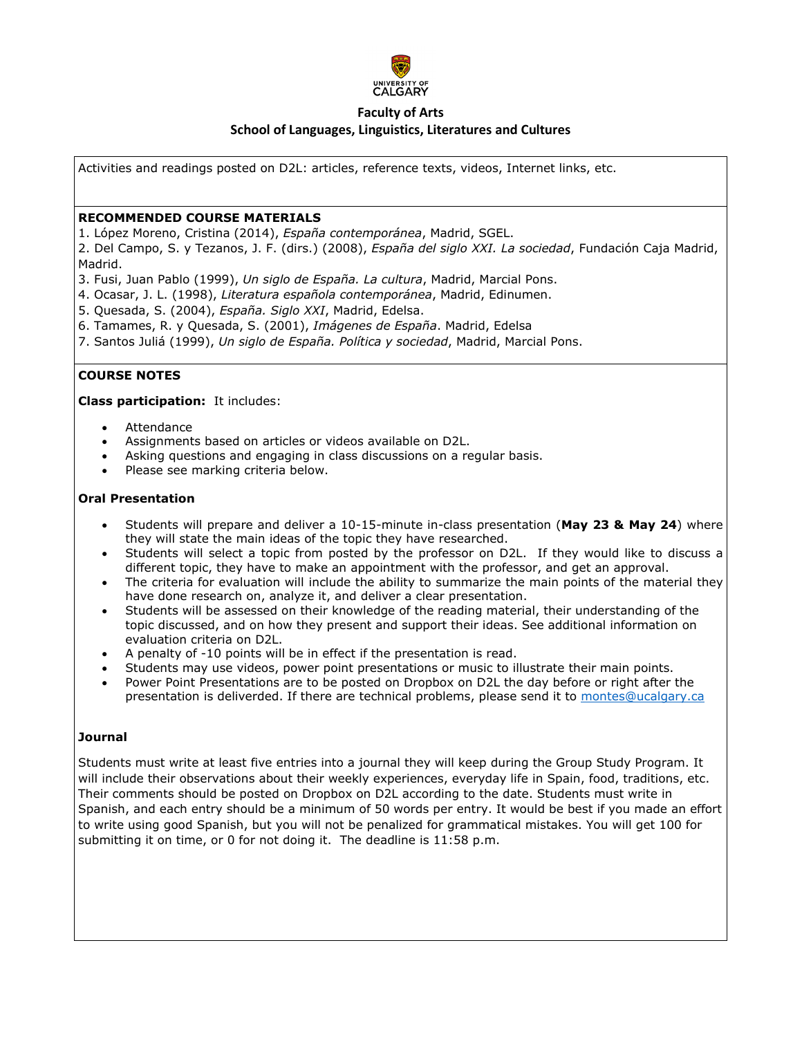**Faculty of Arts**
**School of Languages, Linguistics, Literatures and Cultures**

Activities and readings posted on D2L: articles, reference texts, videos, Internet links, etc.

**RECOMMENDED COURSE MATERIALS**

1. López Moreno, Cristina (2014), *España contemporánea*, Madrid, SGEL.
2. Del Campo, S. y Tezanos, J. F. (dirs.) (2008), *España del siglo XXI. La sociedad*, Fundación Caja Madrid, Madrid.
3. Fusi, Juan Pablo (1999), *Un siglo de España. La cultura*, Madrid, Marcial Pons.
4. Ocasar, J. L. (1998), *Literatura española contemporánea*, Madrid, Edinumen.
5. Quesada, S. (2004), *España. Siglo XXI*, Madrid, Edelsa.
6. Tamames, R. y Quesada, S. (2001), *Imágenes de España*. Madrid, Edelsa
7. Santos Juliá (1999), *Un siglo de España. Política y sociedad*, Madrid, Marcial Pons.

**COURSE NOTES**

**Class participation:** It includes:

- Attendance
- Assignments based on articles or videos available on D2L.
- Asking questions and engaging in class discussions on a regular basis.
- Please see marking criteria below.

**Oral Presentation**

- Students will prepare and deliver a 10-15-minute in-class presentation (**May 23 & May 24**) where they will state the main ideas of the topic they have researched.
- Students will select a topic from posted by the professor on D2L. If they would like to discuss a different topic, they have to make an appointment with the professor, and get an approval.
- The criteria for evaluation will include the ability to summarize the main points of the material they have done research on, analyze it, and deliver a clear presentation.
- Students will be assessed on their knowledge of the reading material, their understanding of the topic discussed, and on how they present and support their ideas. See additional information on evaluation criteria on D2L.
- A penalty of -10 points will be in effect if the presentation is read.
- Students may use videos, power point presentations or music to illustrate their main points.
- Power Point Presentations are to be posted on Dropbox on D2L the day before or right after the presentation is deliverded. If there are technical problems, please send it to montes@ucalgary.ca

**Journal**

Students must write at least five entries into a journal they will keep during the Group Study Program. It will include their observations about their weekly experiences, everyday life in Spain, food, traditions, etc. Their comments should be posted on Dropbox on D2L according to the date. Students must write in Spanish, and each entry should be a minimum of 50 words per entry. It would be best if you made an effort to write using good Spanish, but you will not be penalized for grammatical mistakes. You will get 100 for submitting it on time, or 0 for not doing it. The deadline is 11:58 p.m.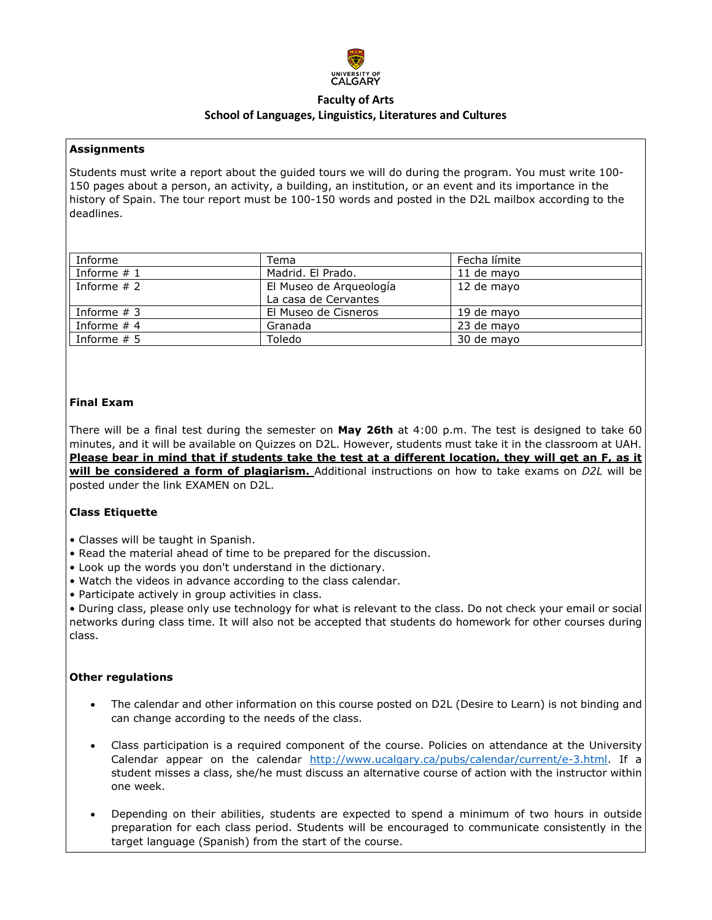**Faculty of Arts**
**School of Languages, Linguistics, Literatures and Cultures**

### Assignments

Students must write a report about the guided tours we will do during the program. You must write 100-150 pages about a person, an activity, a building, an institution, or an event and its importance in the history of Spain. The tour report must be 100-150 words and posted in the D2L mailbox according to the deadlines.

| Informe | Tema | Fecha límite |
|---|---|---|
| Informe # 1 | Madrid. El Prado. | 11 de mayo |
| Informe # 2 | El Museo de Arqueología<br>La casa de Cervantes | 12 de mayo |
| Informe # 3 | El Museo de Cisneros | 19 de mayo |
| Informe # 4 | Granada | 23 de mayo |
| Informe # 5 | Toledo | 30 de mayo |

### Final Exam

There will be a final test during the semester on **May 26th** at 4:00 p.m. The test is designed to take 60 minutes, and it will be available on Quizzes on D2L. However, students must take it in the classroom at UAH. **Please bear in mind that if students take the test at a different location, they will get an F, as it will be considered a form of plagiarism.** Additional instructions on how to take exams on *D2L* will be posted under the link EXAMEN on D2L.

### Class Etiquette

- Classes will be taught in Spanish.
- Read the material ahead of time to be prepared for the discussion.
- Look up the words you don't understand in the dictionary.
- Watch the videos in advance according to the class calendar.
- Participate actively in group activities in class.
- During class, please only use technology for what is relevant to the class. Do not check your email or social networks during class time. It will also not be accepted that students do homework for other courses during class.

### Other regulations

- The calendar and other information on this course posted on D2L (Desire to Learn) is not binding and can change according to the needs of the class.
- Class participation is a required component of the course. Policies on attendance at the University Calendar appear on the calendar http://www.ucalgary.ca/pubs/calendar/current/e-3.html. If a student misses a class, she/he must discuss an alternative course of action with the instructor within one week.
- Depending on their abilities, students are expected to spend a minimum of two hours in outside preparation for each class period. Students will be encouraged to communicate consistently in the target language (Spanish) from the start of the course.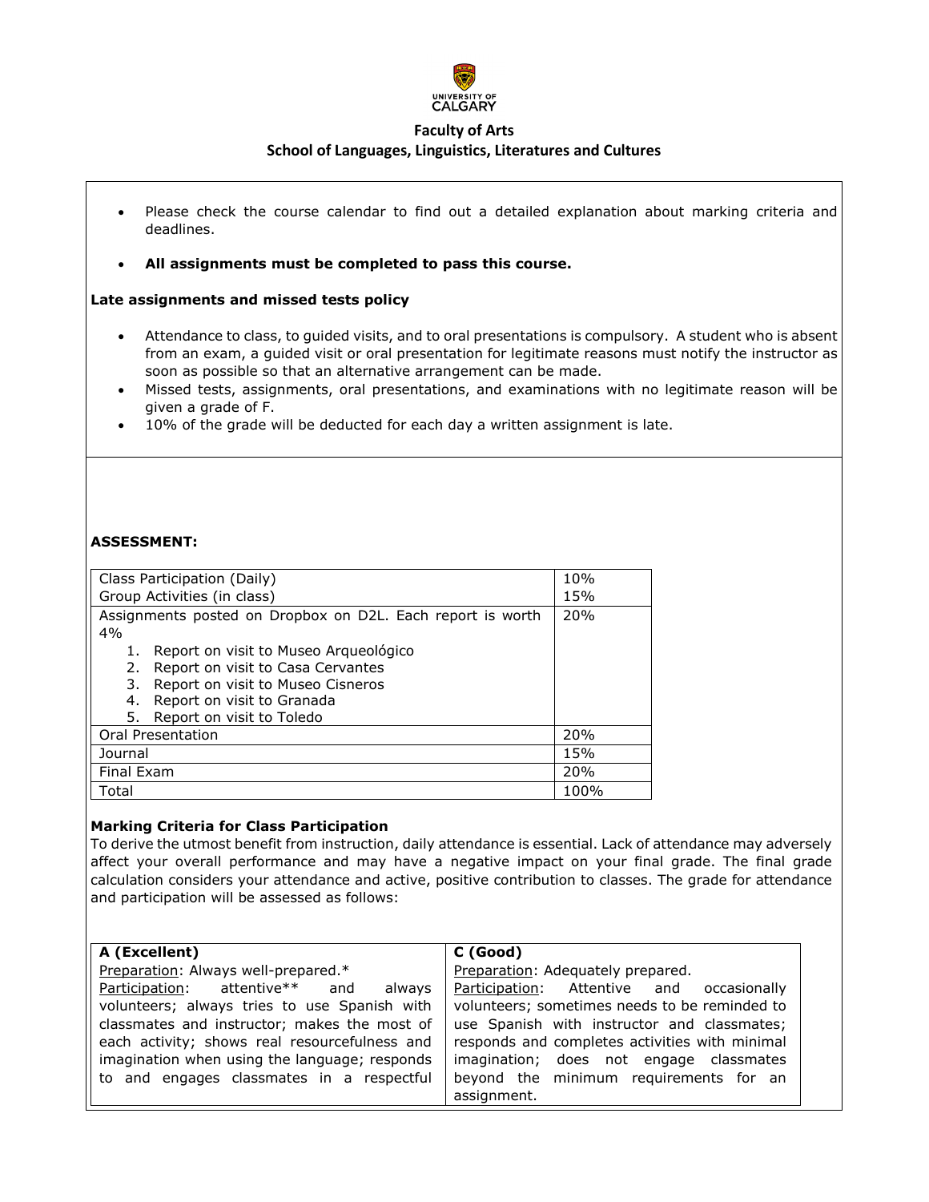**Faculty of Arts**
**School of Languages, Linguistics, Literatures and Cultures**

- Please check the course calendar to find out a detailed explanation about marking criteria and deadlines.
- **All assignments must be completed to pass this course.**

**Late assignments and missed tests policy**

- Attendance to class, to guided visits, and to oral presentations is compulsory. A student who is absent from an exam, a guided visit or oral presentation for legitimate reasons must notify the instructor as soon as possible so that an alternative arrangement can be made.
- Missed tests, assignments, oral presentations, and examinations with no legitimate reason will be given a grade of F.
- 10% of the grade will be deducted for each day a written assignment is late.

**ASSESSMENT:**

| | |
|---|---|
| Class Participation (Daily) | 10% |
| Group Activities (in class) | 15% |
| Assignments posted on Dropbox on D2L. Each report is worth 4%<br>1. Report on visit to Museo Arqueológico<br>2. Report on visit to Casa Cervantes<br>3. Report on visit to Museo Cisneros<br>4. Report on visit to Granada<br>5. Report on visit to Toledo | 20% |
| Oral Presentation | 20% |
| Journal | 15% |
| Final Exam | 20% |
| Total | 100% |

**Marking Criteria for Class Participation**

To derive the utmost benefit from instruction, daily attendance is essential. Lack of attendance may adversely affect your overall performance and may have a negative impact on your final grade. The final grade calculation considers your attendance and active, positive contribution to classes. The grade for attendance and participation will be assessed as follows:

| **A (Excellent)** | **C (Good)** |
|---|---|
| Preparation: Always well-prepared.*<br>Participation: attentive** and always volunteers; always tries to use Spanish with classmates and instructor; makes the most of each activity; shows real resourcefulness and imagination when using the language; responds to and engages classmates in a respectful | Preparation: Adequately prepared.<br>Participation: Attentive and occasionally volunteers; sometimes needs to be reminded to use Spanish with instructor and classmates; responds and completes activities with minimal imagination; does not engage classmates beyond the minimum requirements for an assignment. |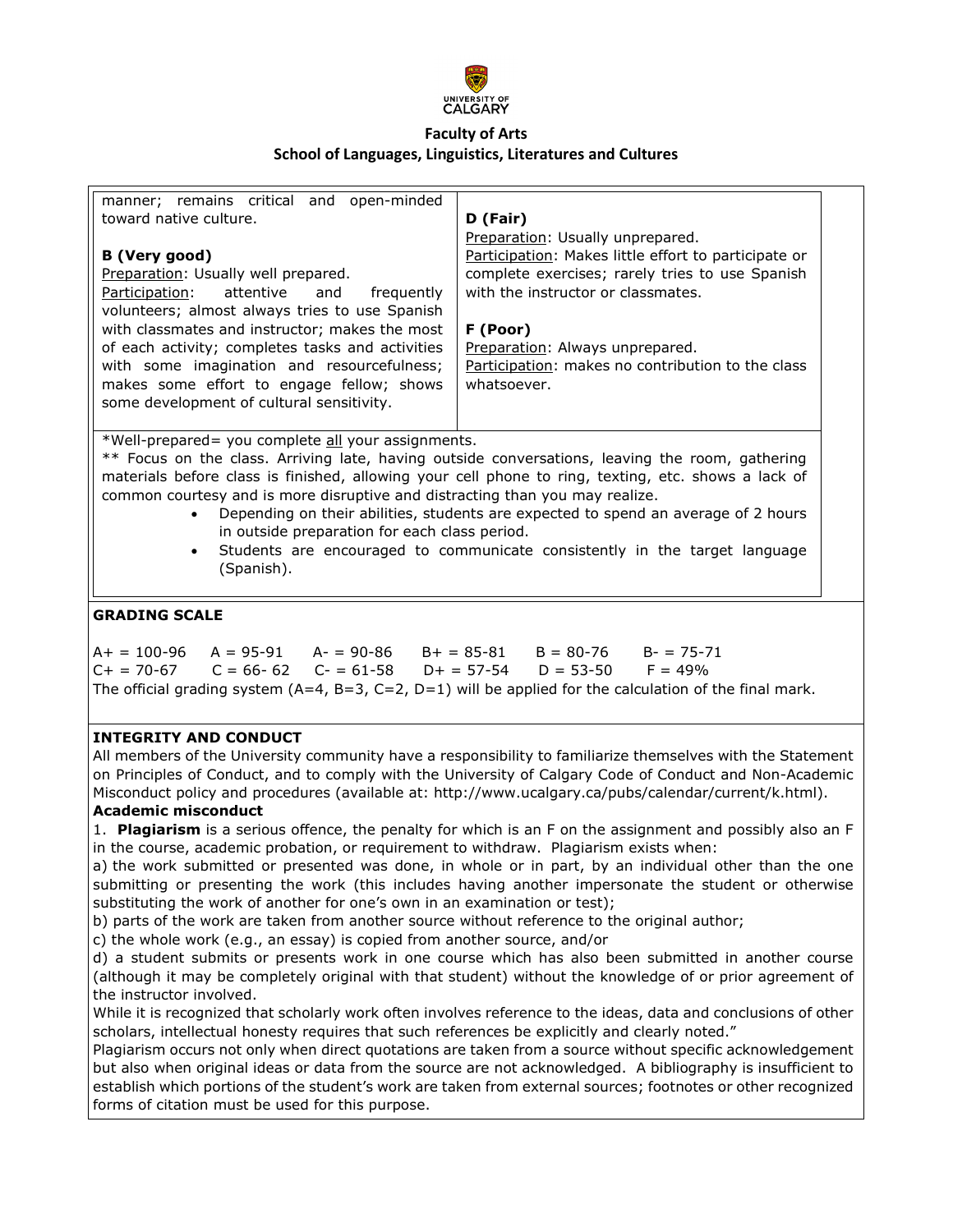**Faculty of Arts**
**School of Languages, Linguistics, Literatures and Cultures**

manner; remains critical and open-minded toward native culture.

**B (Very good)**
Preparation: Usually well prepared.
Participation: attentive and frequently volunteers; almost always tries to use Spanish with classmates and instructor; makes the most of each activity; completes tasks and activities with some imagination and resourcefulness; makes some effort to engage fellow; shows some development of cultural sensitivity.

**D (Fair)**
Preparation: Usually unprepared.
Participation: Makes little effort to participate or complete exercises; rarely tries to use Spanish with the instructor or classmates.

**F (Poor)**
Preparation: Always unprepared.
Participation: makes no contribution to the class whatsoever.

*Well-prepared= you complete all your assignments.
** Focus on the class. Arriving late, having outside conversations, leaving the room, gathering materials before class is finished, allowing your cell phone to ring, texting, etc. shows a lack of common courtesy and is more disruptive and distracting than you may realize.

- Depending on their abilities, students are expected to spend an average of 2 hours in outside preparation for each class period.
- Students are encouraged to communicate consistently in the target language (Spanish).

**GRADING SCALE**

A+ = 100-96 A = 95-91 A- = 90-86 B+ = 85-81 B = 80-76 B- = 75-71
C+ = 70-67 C = 66- 62 C- = 61-58 D+ = 57-54 D = 53-50 F = 49%
The official grading system (A=4, B=3, C=2, D=1) will be applied for the calculation of the final mark.

**INTEGRITY AND CONDUCT**
All members of the University community have a responsibility to familiarize themselves with the Statement on Principles of Conduct, and to comply with the University of Calgary Code of Conduct and Non-Academic Misconduct policy and procedures (available at: http://www.ucalgary.ca/pubs/calendar/current/k.html).

**Academic misconduct**
1. **Plagiarism** is a serious offence, the penalty for which is an F on the assignment and possibly also an F in the course, academic probation, or requirement to withdraw. Plagiarism exists when:
a) the work submitted or presented was done, in whole or in part, by an individual other than the one submitting or presenting the work (this includes having another impersonate the student or otherwise substituting the work of another for one's own in an examination or test);
b) parts of the work are taken from another source without reference to the original author;
c) the whole work (e.g., an essay) is copied from another source, and/or
d) a student submits or presents work in one course which has also been submitted in another course (although it may be completely original with that student) without the knowledge of or prior agreement of the instructor involved.
While it is recognized that scholarly work often involves reference to the ideas, data and conclusions of other scholars, intellectual honesty requires that such references be explicitly and clearly noted."
Plagiarism occurs not only when direct quotations are taken from a source without specific acknowledgement but also when original ideas or data from the source are not acknowledged. A bibliography is insufficient to establish which portions of the student's work are taken from external sources; footnotes or other recognized forms of citation must be used for this purpose.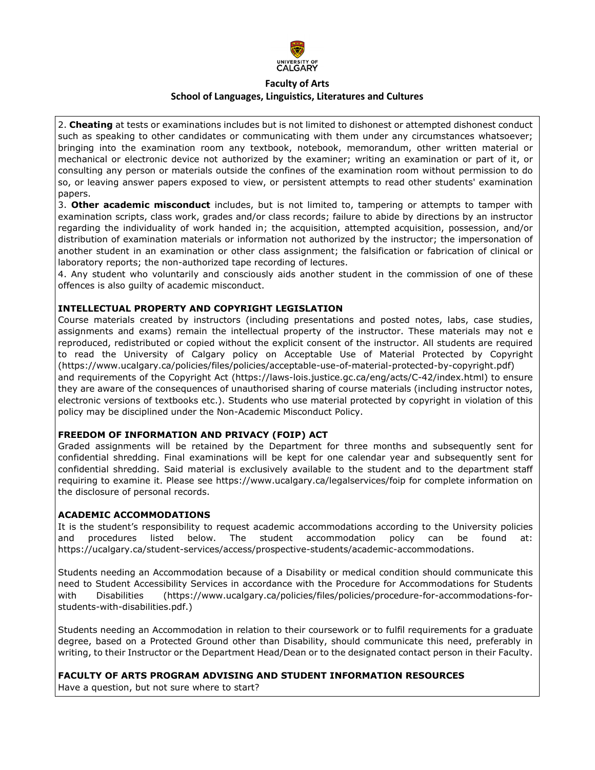2. **Cheating** at tests or examinations includes but is not limited to dishonest or attempted dishonest conduct such as speaking to other candidates or communicating with them under any circumstances whatsoever; bringing into the examination room any textbook, notebook, memorandum, other written material or mechanical or electronic device not authorized by the examiner; writing an examination or part of it, or consulting any person or materials outside the confines of the examination room without permission to do so, or leaving answer papers exposed to view, or persistent attempts to read other students' examination papers.

3. **Other academic misconduct** includes, but is not limited to, tampering or attempts to tamper with examination scripts, class work, grades and/or class records; failure to abide by directions by an instructor regarding the individuality of work handed in; the acquisition, attempted acquisition, possession, and/or distribution of examination materials or information not authorized by the instructor; the impersonation of another student in an examination or other class assignment; the falsification or fabrication of clinical or laboratory reports; the non-authorized tape recording of lectures.

4. Any student who voluntarily and consciously aids another student in the commission of one of these offences is also guilty of academic misconduct.

**INTELLECTUAL PROPERTY AND COPYRIGHT LEGISLATION**

Course materials created by instructors (including presentations and posted notes, labs, case studies, assignments and exams) remain the intellectual property of the instructor. These materials may not e reproduced, redistributed or copied without the explicit consent of the instructor. All students are required to read the University of Calgary policy on Acceptable Use of Material Protected by Copyright (https://www.ucalgary.ca/policies/files/policies/acceptable-use-of-material-protected-by-copyright.pdf) and requirements of the Copyright Act (https://laws-lois.justice.gc.ca/eng/acts/C-42/index.html) to ensure they are aware of the consequences of unauthorised sharing of course materials (including instructor notes, electronic versions of textbooks etc.). Students who use material protected by copyright in violation of this policy may be disciplined under the Non-Academic Misconduct Policy.

**FREEDOM OF INFORMATION AND PRIVACY (FOIP) ACT**

Graded assignments will be retained by the Department for three months and subsequently sent for confidential shredding. Final examinations will be kept for one calendar year and subsequently sent for confidential shredding. Said material is exclusively available to the student and to the department staff requiring to examine it. Please see https://www.ucalgary.ca/legalservices/foip for complete information on the disclosure of personal records.

**ACADEMIC ACCOMMODATIONS**

It is the student's responsibility to request academic accommodations according to the University policies and procedures listed below. The student accommodation policy can be found at: https://ucalgary.ca/student-services/access/prospective-students/academic-accommodations.

Students needing an Accommodation because of a Disability or medical condition should communicate this need to Student Accessibility Services in accordance with the Procedure for Accommodations for Students with Disabilities (https://www.ucalgary.ca/policies/files/policies/procedure-for-accommodations-for-students-with-disabilities.pdf.)

Students needing an Accommodation in relation to their coursework or to fulfil requirements for a graduate degree, based on a Protected Ground other than Disability, should communicate this need, preferably in writing, to their Instructor or the Department Head/Dean or to the designated contact person in their Faculty.

**FACULTY OF ARTS PROGRAM ADVISING AND STUDENT INFORMATION RESOURCES**

Have a question, but not sure where to start?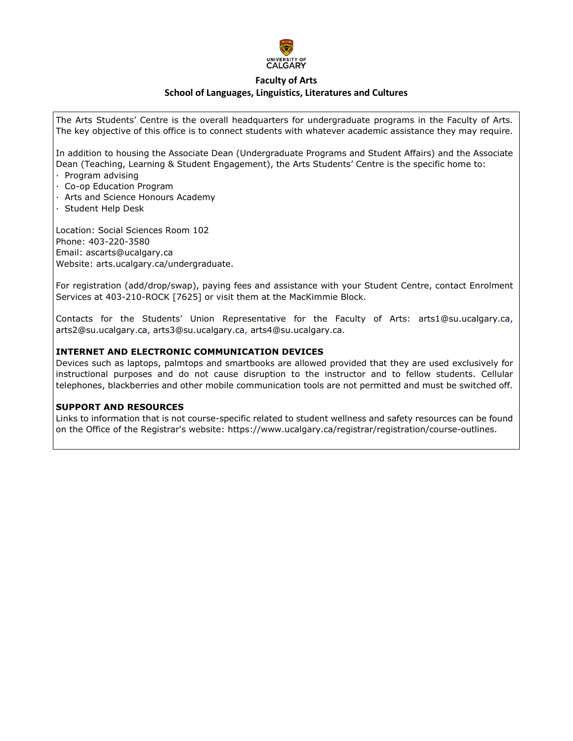**Faculty of Arts**

**School of Languages, Linguistics, Literatures and Cultures**

The Arts Students' Centre is the overall headquarters for undergraduate programs in the Faculty of Arts. The key objective of this office is to connect students with whatever academic assistance they may require.

In addition to housing the Associate Dean (Undergraduate Programs and Student Affairs) and the Associate Dean (Teaching, Learning & Student Engagement), the Arts Students' Centre is the specific home to:

- Program advising
- Co-op Education Program
- Arts and Science Honours Academy
- Student Help Desk

Location: Social Sciences Room 102
Phone: 403-220-3580
Email: ascarts@ucalgary.ca
Website: arts.ucalgary.ca/undergraduate.

For registration (add/drop/swap), paying fees and assistance with your Student Centre, contact Enrolment Services at 403-210-ROCK [7625] or visit them at the MacKimmie Block.

Contacts for the Students' Union Representative for the Faculty of Arts: arts1@su.ucalgary.ca, arts2@su.ucalgary.ca, arts3@su.ucalgary.ca, arts4@su.ucalgary.ca.

**INTERNET AND ELECTRONIC COMMUNICATION DEVICES**

Devices such as laptops, palmtops and smartbooks are allowed provided that they are used exclusively for instructional purposes and do not cause disruption to the instructor and to fellow students. Cellular telephones, blackberries and other mobile communication tools are not permitted and must be switched off.

**SUPPORT AND RESOURCES**

Links to information that is not course-specific related to student wellness and safety resources can be found on the Office of the Registrar's website: https://www.ucalgary.ca/registrar/registration/course-outlines.